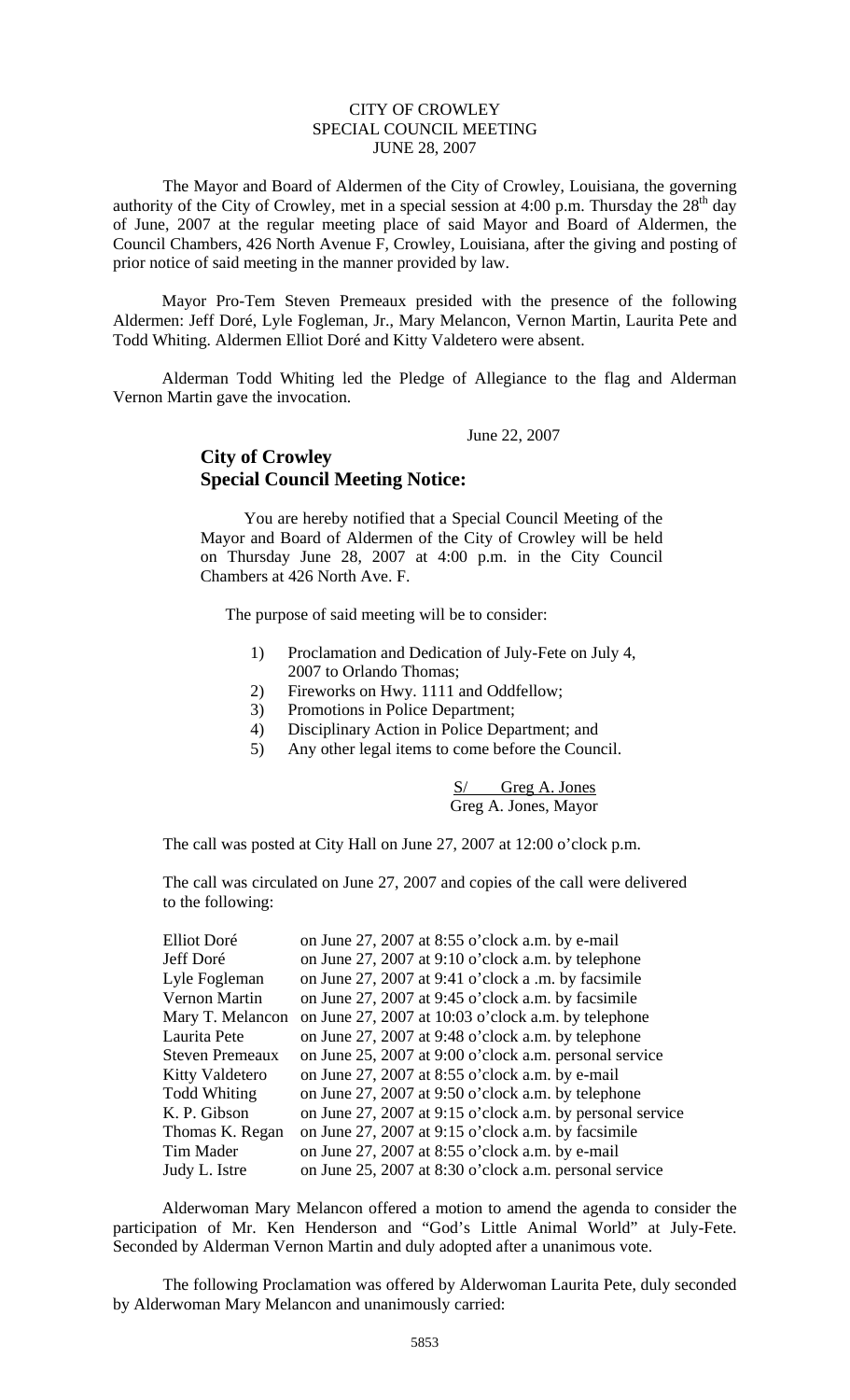CITY OF CROWLEY
SPECIAL COUNCIL MEETING
JUNE 28, 2007

The Mayor and Board of Aldermen of the City of Crowley, Louisiana, the governing authority of the City of Crowley, met in a special session at 4:00 p.m. Thursday the 28th day of June, 2007 at the regular meeting place of said Mayor and Board of Aldermen, the Council Chambers, 426 North Avenue F, Crowley, Louisiana, after the giving and posting of prior notice of said meeting in the manner provided by law.

Mayor Pro-Tem Steven Premeaux presided with the presence of the following Aldermen: Jeff Doré, Lyle Fogleman, Jr., Mary Melancon, Vernon Martin, Laurita Pete and Todd Whiting. Aldermen Elliot Doré and Kitty Valdetero were absent.

Alderman Todd Whiting led the Pledge of Allegiance to the flag and Alderman Vernon Martin gave the invocation.

June 22, 2007

**City of Crowley**
**Special Council Meeting Notice:**

You are hereby notified that a Special Council Meeting of the Mayor and Board of Aldermen of the City of Crowley will be held on Thursday June 28, 2007 at 4:00 p.m. in the City Council Chambers at 426 North Ave. F.

The purpose of said meeting will be to consider:

1) Proclamation and Dedication of July-Fete on July 4, 2007 to Orlando Thomas;
2) Fireworks on Hwy. 1111 and Oddfellow;
3) Promotions in Police Department;
4) Disciplinary Action in Police Department; and
5) Any other legal items to come before the Council.

S/ Greg A. Jones
Greg A. Jones, Mayor

The call was posted at City Hall on June 27, 2007 at 12:00 o'clock p.m.

The call was circulated on June 27, 2007 and copies of the call were delivered to the following:

| | |
|---|---|
| Elliot Doré | on June 27, 2007 at 8:55 o'clock a.m. by e-mail |
| Jeff Doré | on June 27, 2007 at 9:10 o'clock a.m. by telephone |
| Lyle Fogleman | on June 27, 2007 at 9:41 o'clock a .m. by facsimile |
| Vernon Martin | on June 27, 2007 at 9:45 o'clock a.m. by facsimile |
| Mary T. Melancon | on June 27, 2007 at 10:03 o'clock a.m. by telephone |
| Laurita Pete | on June 27, 2007 at 9:48 o'clock a.m. by telephone |
| Steven Premeaux | on June 25, 2007 at 9:00 o'clock a.m. personal service |
| Kitty Valdetero | on June 27, 2007 at 8:55 o'clock a.m. by e-mail |
| Todd Whiting | on June 27, 2007 at 9:50 o'clock a.m. by telephone |
| K. P. Gibson | on June 27, 2007 at 9:15 o'clock a.m. by personal service |
| Thomas K. Regan | on June 27, 2007 at 9:15 o'clock a.m. by facsimile |
| Tim Mader | on June 27, 2007 at 8:55 o'clock a.m. by e-mail |
| Judy L. Istre | on June 25, 2007 at 8:30 o'clock a.m. personal service |

Alderwoman Mary Melancon offered a motion to amend the agenda to consider the participation of Mr. Ken Henderson and "God's Little Animal World" at July-Fete. Seconded by Alderman Vernon Martin and duly adopted after a unanimous vote.

The following Proclamation was offered by Alderwoman Laurita Pete, duly seconded by Alderwoman Mary Melancon and unanimously carried: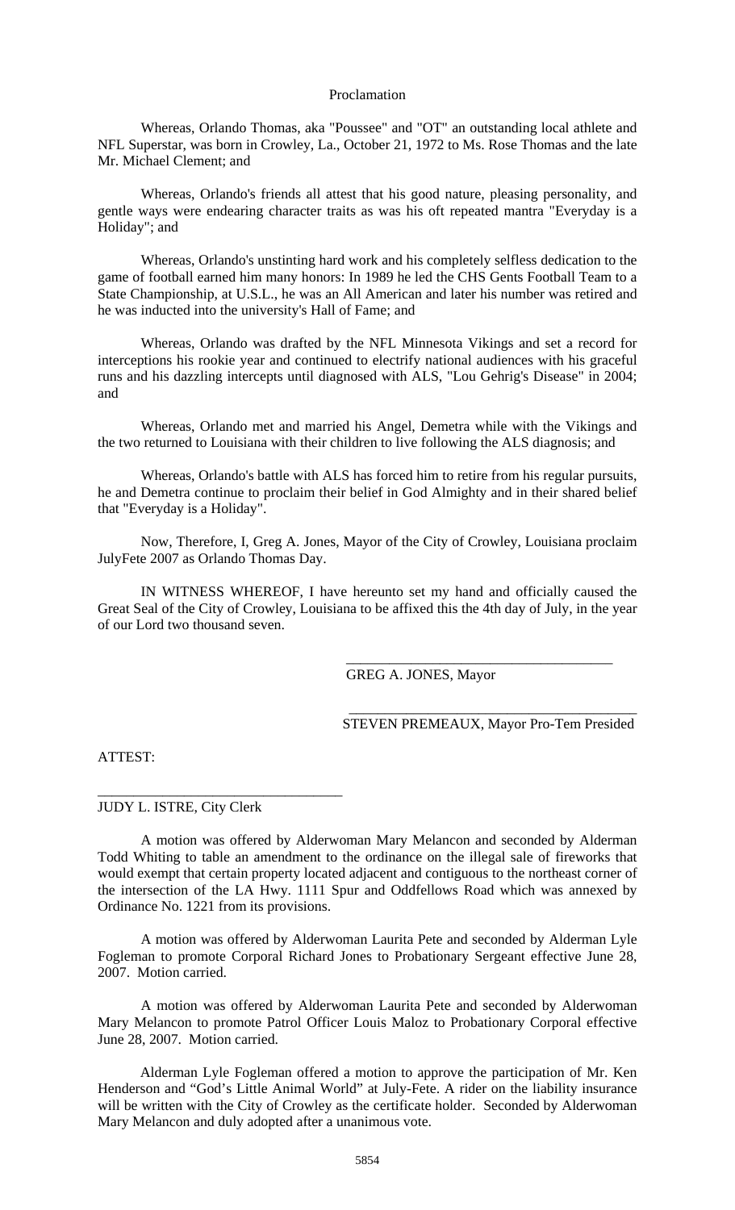Proclamation

Whereas, Orlando Thomas, aka "Poussee" and "OT" an outstanding local athlete and NFL Superstar, was born in Crowley, La., October 21, 1972 to Ms. Rose Thomas and the late Mr. Michael Clement; and

Whereas, Orlando's friends all attest that his good nature, pleasing personality, and gentle ways were endearing character traits as was his oft repeated mantra "Everyday is a Holiday"; and

Whereas, Orlando's unstinting hard work and his completely selfless dedication to the game of football earned him many honors: In 1989 he led the CHS Gents Football Team to a State Championship, at U.S.L., he was an All American and later his number was retired and he was inducted into the university's Hall of Fame; and

Whereas, Orlando was drafted by the NFL Minnesota Vikings and set a record for interceptions his rookie year and continued to electrify national audiences with his graceful runs and his dazzling intercepts until diagnosed with ALS, "Lou Gehrig's Disease" in 2004; and

Whereas, Orlando met and married his Angel, Demetra while with the Vikings and the two returned to Louisiana with their children to live following the ALS diagnosis; and

Whereas, Orlando's battle with ALS has forced him to retire from his regular pursuits, he and Demetra continue to proclaim their belief in God Almighty and in their shared belief that "Everyday is a Holiday".

Now, Therefore, I, Greg A. Jones, Mayor of the City of Crowley, Louisiana proclaim JulyFete 2007 as Orlando Thomas Day.

IN WITNESS WHEREOF, I have hereunto set my hand and officially caused the Great Seal of the City of Crowley, Louisiana to be affixed this the 4th day of July, in the year of our Lord two thousand seven.

\_\_\_\_\_\_\_\_\_\_\_\_\_\_\_\_\_\_\_\_\_\_\_\_\_\_\_\_\_\_\_\_\_\_\_\_\_\_

GREG A. JONES, Mayor

\_\_\_\_\_\_\_\_\_\_\_\_\_\_\_\_\_\_\_\_\_\_\_\_\_\_\_\_\_\_\_\_\_\_\_\_\_\_

STEVEN PREMEAUX, Mayor Pro-Tem Presided

ATTEST:

\_\_\_\_\_\_\_\_\_\_\_\_\_\_\_\_\_\_\_\_\_\_\_\_\_\_\_\_\_\_\_\_\_\_\_\_\_\_

JUDY L. ISTRE, City Clerk

A motion was offered by Alderwoman Mary Melancon and seconded by Alderman Todd Whiting to table an amendment to the ordinance on the illegal sale of fireworks that would exempt that certain property located adjacent and contiguous to the northeast corner of the intersection of the LA Hwy. 1111 Spur and Oddfellows Road which was annexed by Ordinance No. 1221 from its provisions.

A motion was offered by Alderwoman Laurita Pete and seconded by Alderman Lyle Fogleman to promote Corporal Richard Jones to Probationary Sergeant effective June 28, 2007. Motion carried.

A motion was offered by Alderwoman Laurita Pete and seconded by Alderwoman Mary Melancon to promote Patrol Officer Louis Maloz to Probationary Corporal effective June 28, 2007. Motion carried.

Alderman Lyle Fogleman offered a motion to approve the participation of Mr. Ken Henderson and "God's Little Animal World" at July-Fete. A rider on the liability insurance will be written with the City of Crowley as the certificate holder. Seconded by Alderwoman Mary Melancon and duly adopted after a unanimous vote.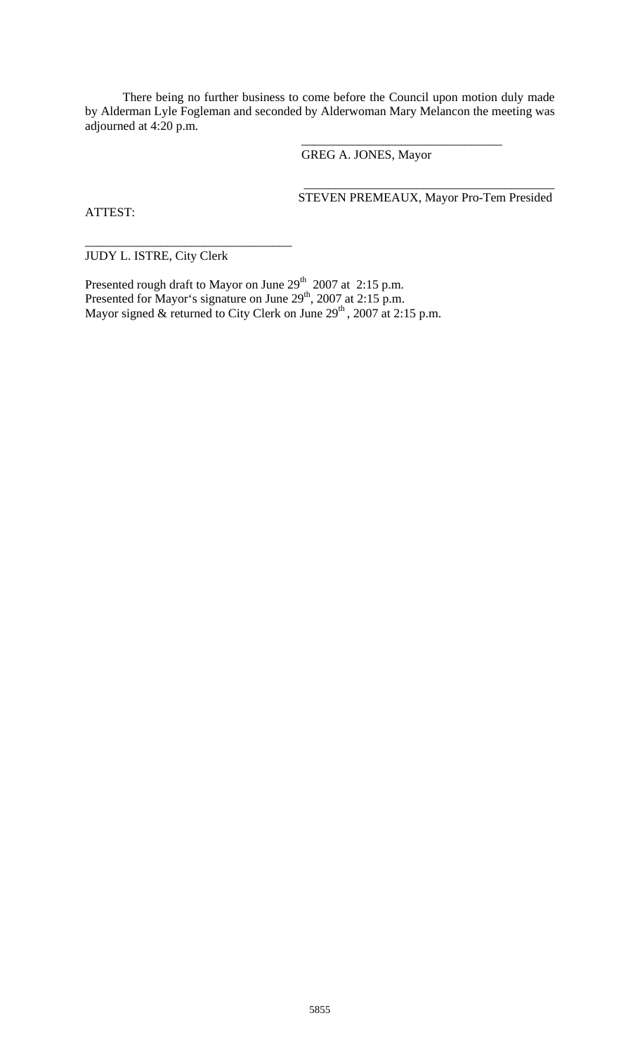There being no further business to come before the Council upon motion duly made by Alderman Lyle Fogleman and seconded by Alderwoman Mary Melancon the meeting was adjourned at 4:20 p.m.

________________________________
GREG A. JONES, Mayor

________________________________________
STEVEN PREMEAUX, Mayor Pro-Tem Presided

ATTEST:

_________________________________
JUDY L. ISTRE, City Clerk

Presented rough draft to Mayor on June 29th 2007 at 2:15 p.m.
Presented for Mayor's signature on June 29th, 2007 at 2:15 p.m.
Mayor signed & returned to City Clerk on June 29th , 2007 at 2:15 p.m.